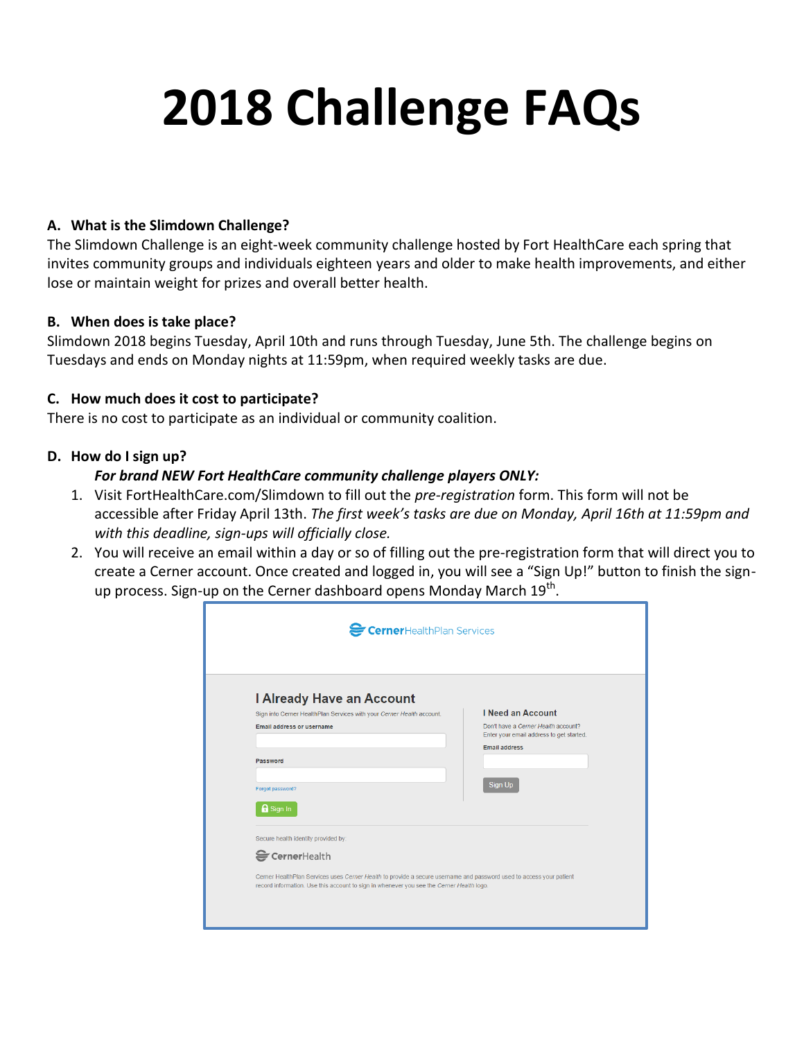# 2018 Challenge FAQs

### A. What is the Slimdown Challenge?

The Slimdown Challenge is an eight-week community challenge hosted by Fort HealthCare each spring that invites community groups and individuals eighteen years and older to make health improvements, and either lose or maintain weight for prizes and overall better health.

### B. When does is take place?

Slimdown 2018 begins Tuesday, April 10th and runs through Tuesday, June 5th. The challenge begins on Tuesdays and ends on Monday nights at 11:59pm, when required weekly tasks are due.

### C. How much does it cost to participate?

There is no cost to participate as an individual or community coalition.

### D. How do I sign up?

***For brand NEW Fort HealthCare community challenge players ONLY:***

1. Visit FortHealthCare.com/Slimdown to fill out the *pre-registration* form. This form will not be accessible after Friday April 13th. *The first week's tasks are due on Monday, April 16th at 11:59pm and with this deadline, sign-ups will officially close.*
2. You will receive an email within a day or so of filling out the pre-registration form that will direct you to create a Cerner account. Once created and logged in, you will see a "Sign Up!" button to finish the sign-up process. Sign-up on the Cerner dashboard opens Monday March 19th.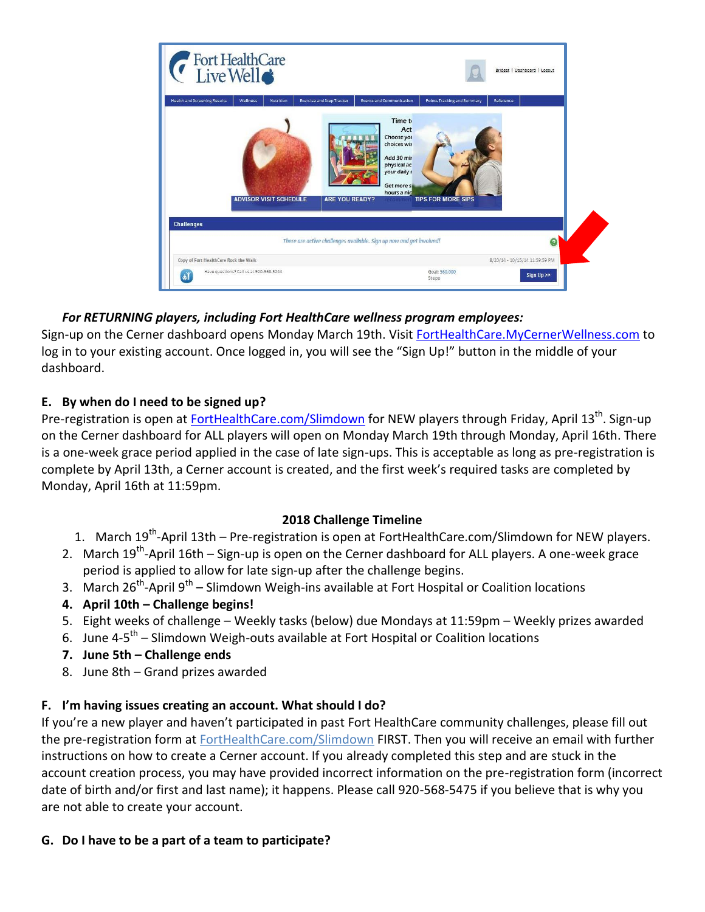*For RETURNING players, including Fort HealthCare wellness program employees:*

Sign-up on the Cerner dashboard opens Monday March 19th. Visit FortHealthCare.MyCernerWellness.com to log in to your existing account. Once logged in, you will see the “Sign Up!” button in the middle of your dashboard.

### E. By when do I need to be signed up?

Pre-registration is open at FortHealthCare.com/Slimdown for NEW players through Friday, April 13th. Sign-up on the Cerner dashboard for ALL players will open on Monday March 19th through Monday, April 16th. There is a one-week grace period applied in the case of late sign-ups. This is acceptable as long as pre-registration is complete by April 13th, a Cerner account is created, and the first week’s required tasks are completed by Monday, April 16th at 11:59pm.

**2018 Challenge Timeline**

1. March 19th-April 13th – Pre-registration is open at FortHealthCare.com/Slimdown for NEW players.
2. March 19th-April 16th – Sign-up is open on the Cerner dashboard for ALL players. A one-week grace period is applied to allow for late sign-up after the challenge begins.
3. March 26th-April 9th – Slimdown Weigh-ins available at Fort Hospital or Coalition locations
4. **April 10th – Challenge begins!**
5. Eight weeks of challenge – Weekly tasks (below) due Mondays at 11:59pm – Weekly prizes awarded
6. June 4-5th – Slimdown Weigh-outs available at Fort Hospital or Coalition locations
7. **June 5th – Challenge ends**
8. June 8th – Grand prizes awarded

### F. I’m having issues creating an account. What should I do?

If you’re a new player and haven’t participated in past Fort HealthCare community challenges, please fill out the pre-registration form at FortHealthCare.com/Slimdown FIRST. Then you will receive an email with further instructions on how to create a Cerner account. If you already completed this step and are stuck in the account creation process, you may have provided incorrect information on the pre-registration form (incorrect date of birth and/or first and last name); it happens. Please call 920-568-5475 if you believe that is why you are not able to create your account.

### G. Do I have to be a part of a team to participate?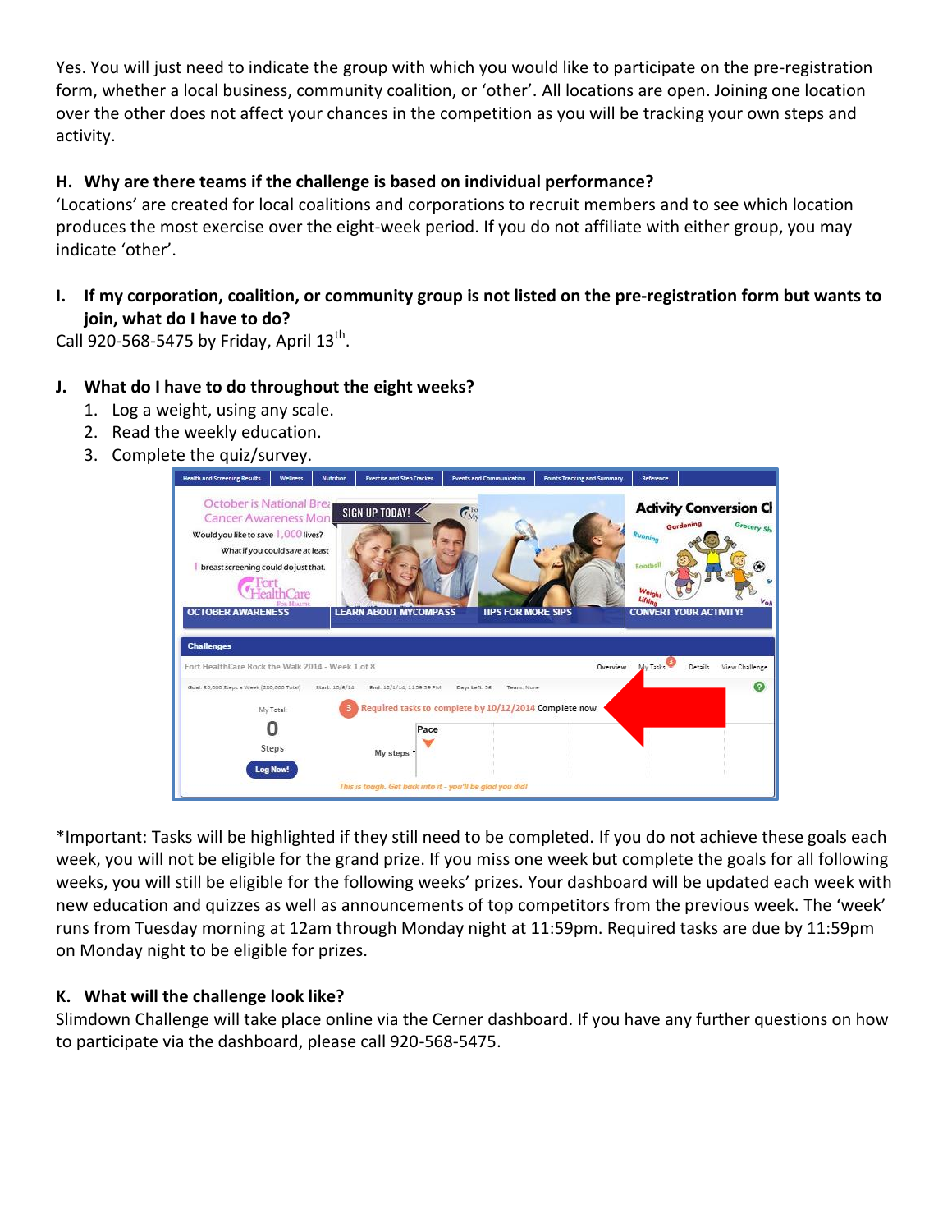Yes. You will just need to indicate the group with which you would like to participate on the pre-registration form, whether a local business, community coalition, or 'other'. All locations are open. Joining one location over the other does not affect your chances in the competition as you will be tracking your own steps and activity.

### H. Why are there teams if the challenge is based on individual performance?

'Locations' are created for local coalitions and corporations to recruit members and to see which location produces the most exercise over the eight-week period. If you do not affiliate with either group, you may indicate 'other'.

### I. If my corporation, coalition, or community group is not listed on the pre-registration form but wants to join, what do I have to do?

Call 920-568-5475 by Friday, April 13th.

### J. What do I have to do throughout the eight weeks?

1. Log a weight, using any scale.
2. Read the weekly education.
3. Complete the quiz/survey.

*Important: Tasks will be highlighted if they still need to be completed. If you do not achieve these goals each week, you will not be eligible for the grand prize. If you miss one week but complete the goals for all following weeks, you will still be eligible for the following weeks' prizes. Your dashboard will be updated each week with new education and quizzes as well as announcements of top competitors from the previous week. The 'week' runs from Tuesday morning at 12am through Monday night at 11:59pm. Required tasks are due by 11:59pm on Monday night to be eligible for prizes.

### K. What will the challenge look like?

Slimdown Challenge will take place online via the Cerner dashboard. If you have any further questions on how to participate via the dashboard, please call 920-568-5475.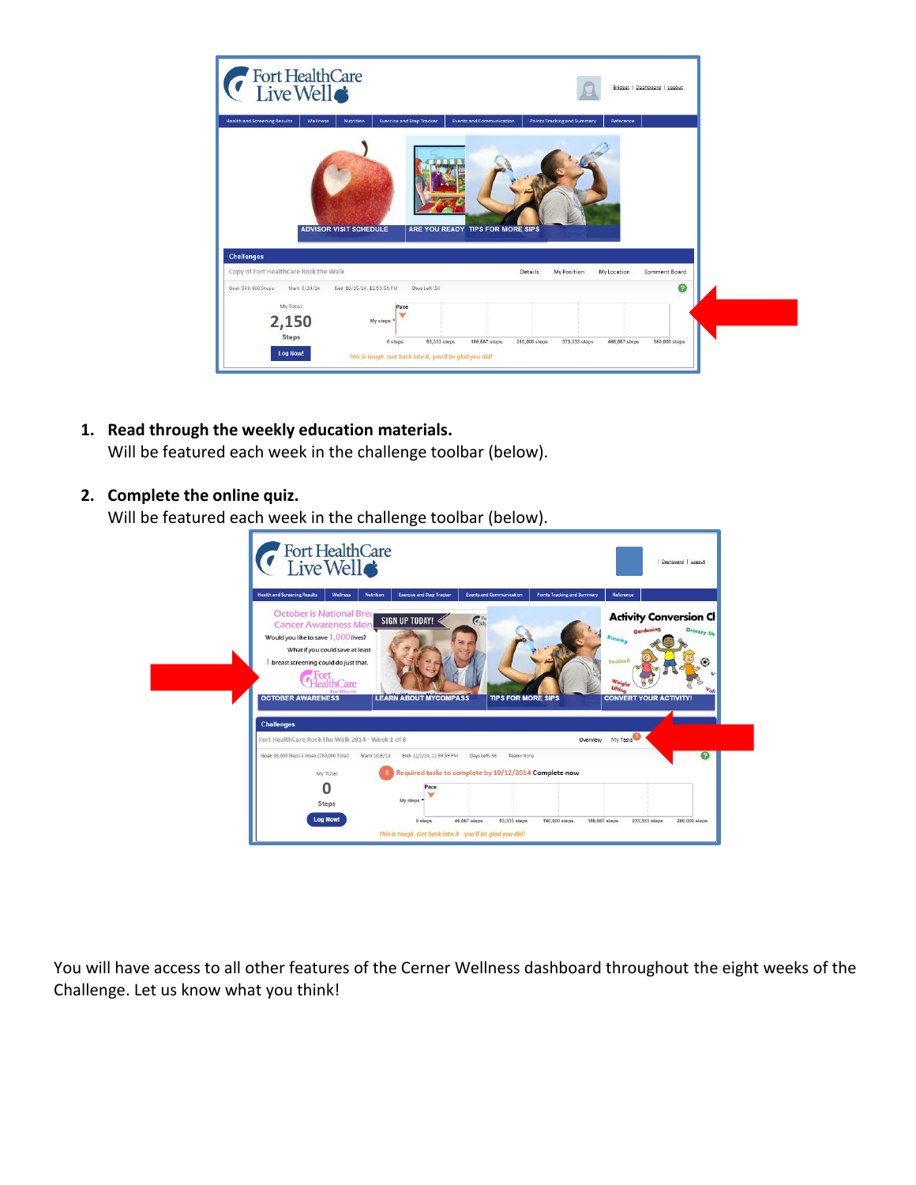1. **Read through the weekly education materials.**
   Will be featured each week in the challenge toolbar (below).

2. **Complete the online quiz.**
   Will be featured each week in the challenge toolbar (below).

You will have access to all other features of the Cerner Wellness dashboard throughout the eight weeks of the Challenge. Let us know what you think!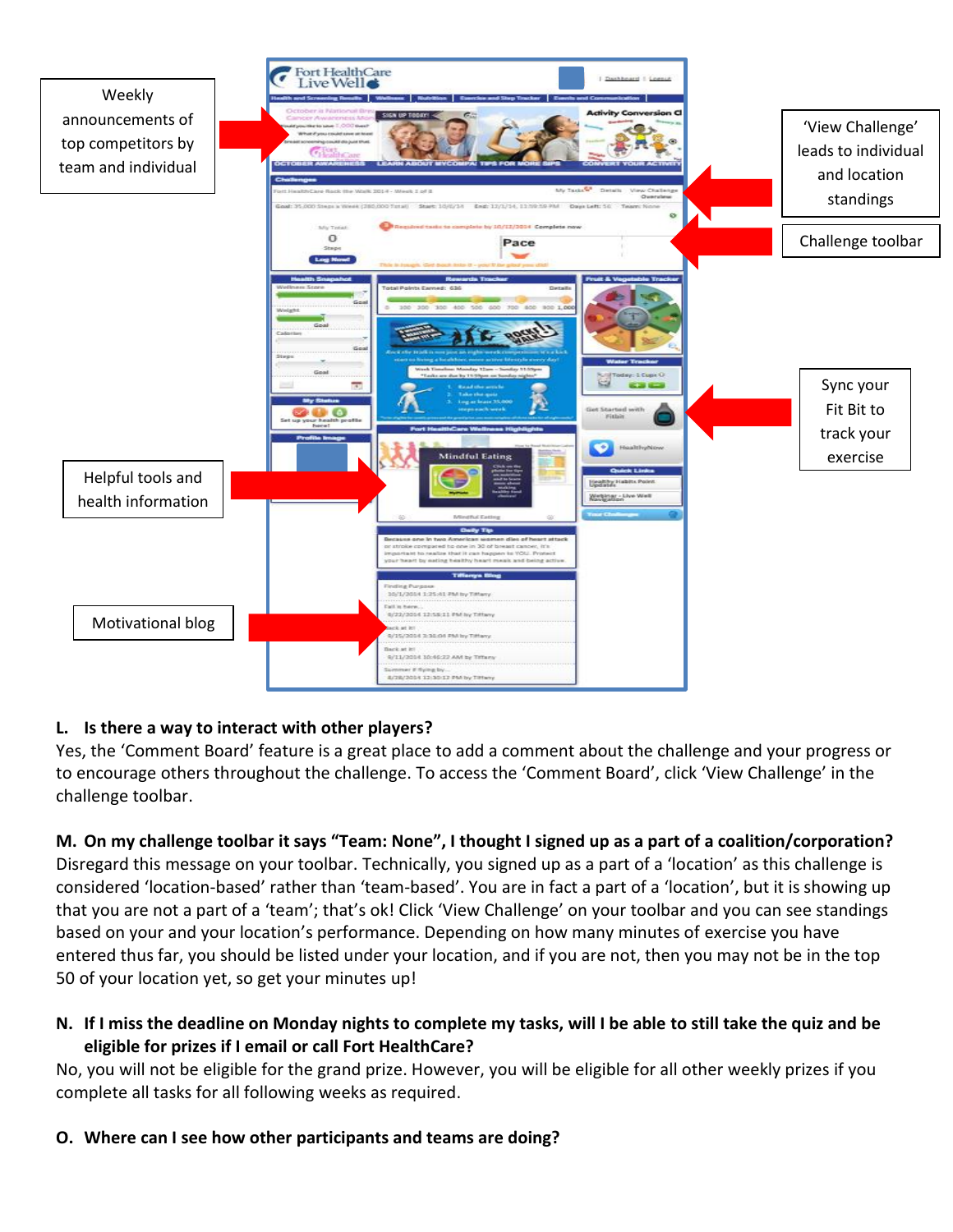Weekly announcements of top competitors by team and individual

'View Challenge' leads to individual and location standings

Challenge toolbar

Sync your Fit Bit to track your exercise

Helpful tools and health information

Motivational blog

**L. Is there a way to interact with other players?**

Yes, the 'Comment Board' feature is a great place to add a comment about the challenge and your progress or to encourage others throughout the challenge. To access the 'Comment Board', click 'View Challenge' in the challenge toolbar.

**M. On my challenge toolbar it says "Team: None", I thought I signed up as a part of a coalition/corporation?**

Disregard this message on your toolbar. Technically, you signed up as a part of a 'location' as this challenge is considered 'location-based' rather than 'team-based'. You are in fact a part of a 'location', but it is showing up that you are not a part of a 'team'; that's ok! Click 'View Challenge' on your toolbar and you can see standings based on your and your location's performance. Depending on how many minutes of exercise you have entered thus far, you should be listed under your location, and if you are not, then you may not be in the top 50 of your location yet, so get your minutes up!

**N. If I miss the deadline on Monday nights to complete my tasks, will I be able to still take the quiz and be eligible for prizes if I email or call Fort HealthCare?**

No, you will not be eligible for the grand prize. However, you will be eligible for all other weekly prizes if you complete all tasks for all following weeks as required.

**O. Where can I see how other participants and teams are doing?**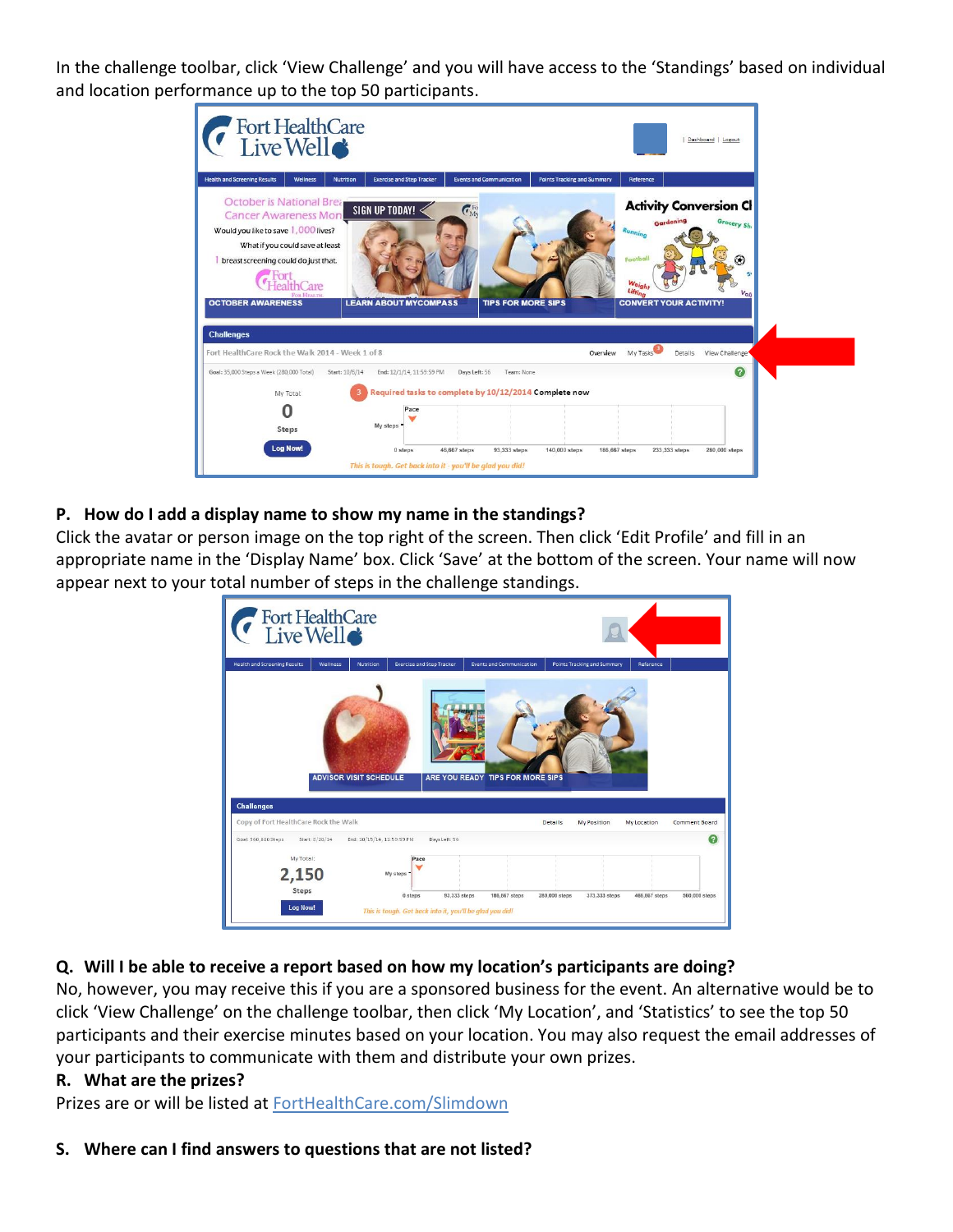In the challenge toolbar, click 'View Challenge' and you will have access to the 'Standings' based on individual and location performance up to the top 50 participants.

**P. How do I add a display name to show my name in the standings?**

Click the avatar or person image on the top right of the screen. Then click 'Edit Profile' and fill in an appropriate name in the 'Display Name' box. Click 'Save' at the bottom of the screen. Your name will now appear next to your total number of steps in the challenge standings.

**Q. Will I be able to receive a report based on how my location's participants are doing?**

No, however, you may receive this if you are a sponsored business for the event. An alternative would be to click 'View Challenge' on the challenge toolbar, then click 'My Location', and 'Statistics' to see the top 50 participants and their exercise minutes based on your location. You may also request the email addresses of your participants to communicate with them and distribute your own prizes.

**R. What are the prizes?**

Prizes are or will be listed at [FortHealthCare.com/Slimdown](FortHealthCare.com/Slimdown)

**S. Where can I find answers to questions that are not listed?**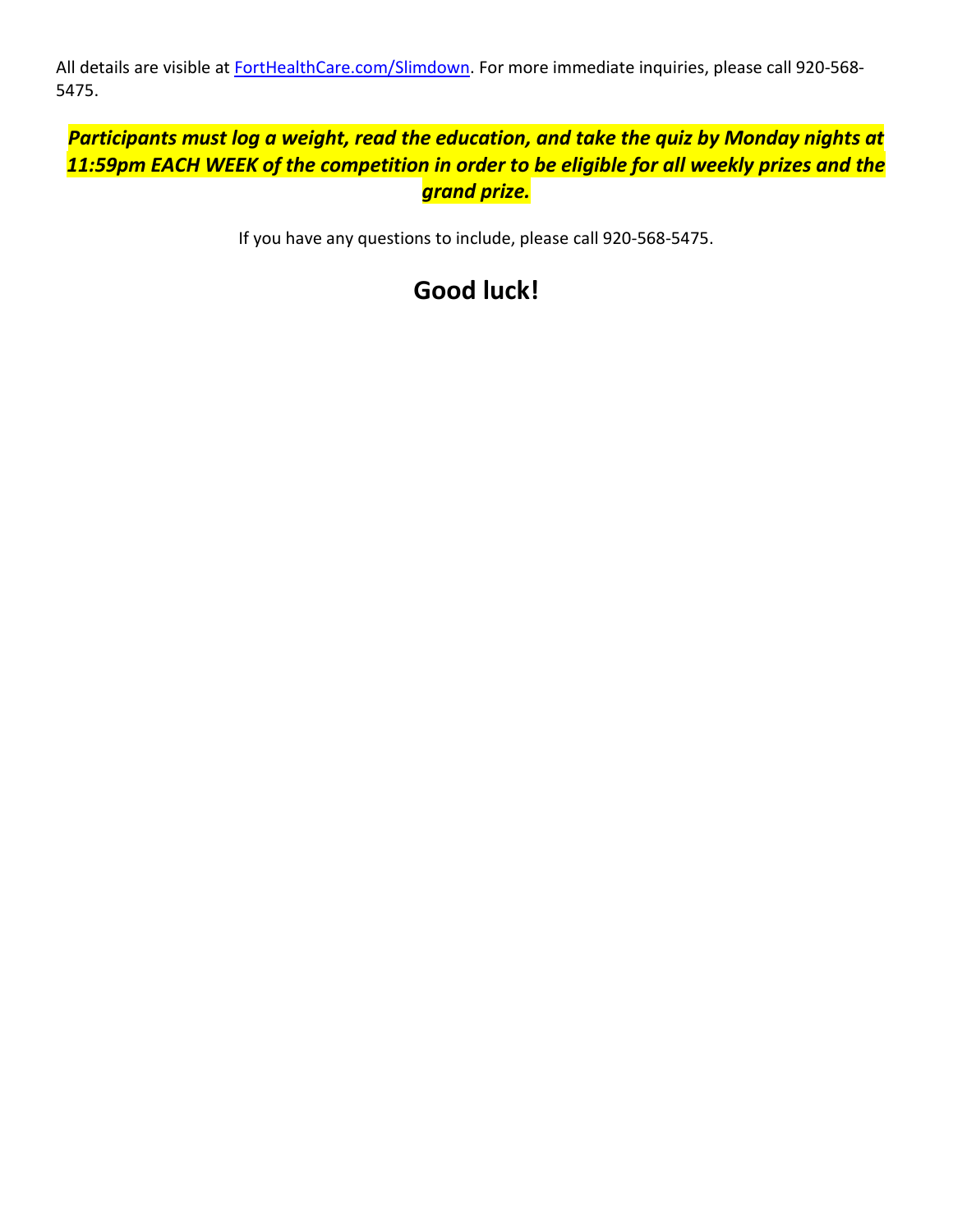All details are visible at [FortHealthCare.com/Slimdown](FortHealthCare.com/Slimdown). For more immediate inquiries, please call 920-568-5475.

***Participants must log a weight, read the education, and take the quiz by Monday nights at 11:59pm EACH WEEK of the competition in order to be eligible for all weekly prizes and the grand prize.***

If you have any questions to include, please call 920-568-5475.

## Good luck!